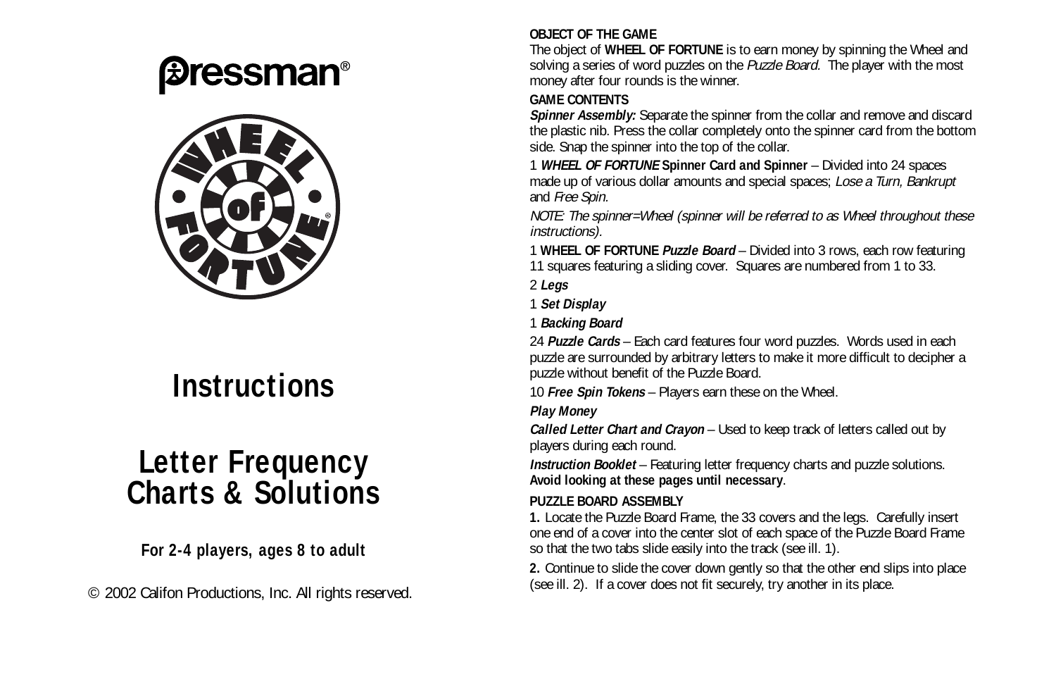Pressman®

WHEEL of FORTUNE®

# Instructions

# Letter Frequency Charts & Solutions

**For 2-4 players, ages 8 to adult**

© 2002 Califon Productions, Inc. All rights reserved.

**OBJECT OF THE GAME**

The object of **WHEEL OF FORTUNE** is to earn money by spinning the Wheel and solving a series of word puzzles on the *Puzzle Board*. The player with the most money after four rounds is the winner.

**GAME CONTENTS**

***Spinner Assembly:*** Separate the spinner from the collar and remove and discard the plastic nib. Press the collar completely onto the spinner card from the bottom side. Snap the spinner into the top of the collar.

1 ***WHEEL OF FORTUNE*** **Spinner Card and Spinner** – Divided into 24 spaces made up of various dollar amounts and special spaces; *Lose a Turn, Bankrupt* and *Free Spin*.

*NOTE: The spinner=Wheel (spinner will be referred to as Wheel throughout these instructions).*

1 **WHEEL OF FORTUNE *Puzzle Board*** – Divided into 3 rows, each row featuring 11 squares featuring a sliding cover. Squares are numbered from 1 to 33.

2 ***Legs***

1 ***Set Display***

1 ***Backing Board***

24 ***Puzzle Cards*** – Each card features four word puzzles. Words used in each puzzle are surrounded by arbitrary letters to make it more difficult to decipher a puzzle without benefit of the Puzzle Board.

10 ***Free Spin Tokens*** – Players earn these on the Wheel.

***Play Money***

***Called Letter Chart and Crayon*** – Used to keep track of letters called out by players during each round.

***Instruction Booklet*** – Featuring letter frequency charts and puzzle solutions. **Avoid looking at these pages until necessary**.

**PUZZLE BOARD ASSEMBLY**

**1.** Locate the Puzzle Board Frame, the 33 covers and the legs. Carefully insert one end of a cover into the center slot of each space of the Puzzle Board Frame so that the two tabs slide easily into the track (see ill. 1).

**2.** Continue to slide the cover down gently so that the other end slips into place (see ill. 2). If a cover does not fit securely, try another in its place.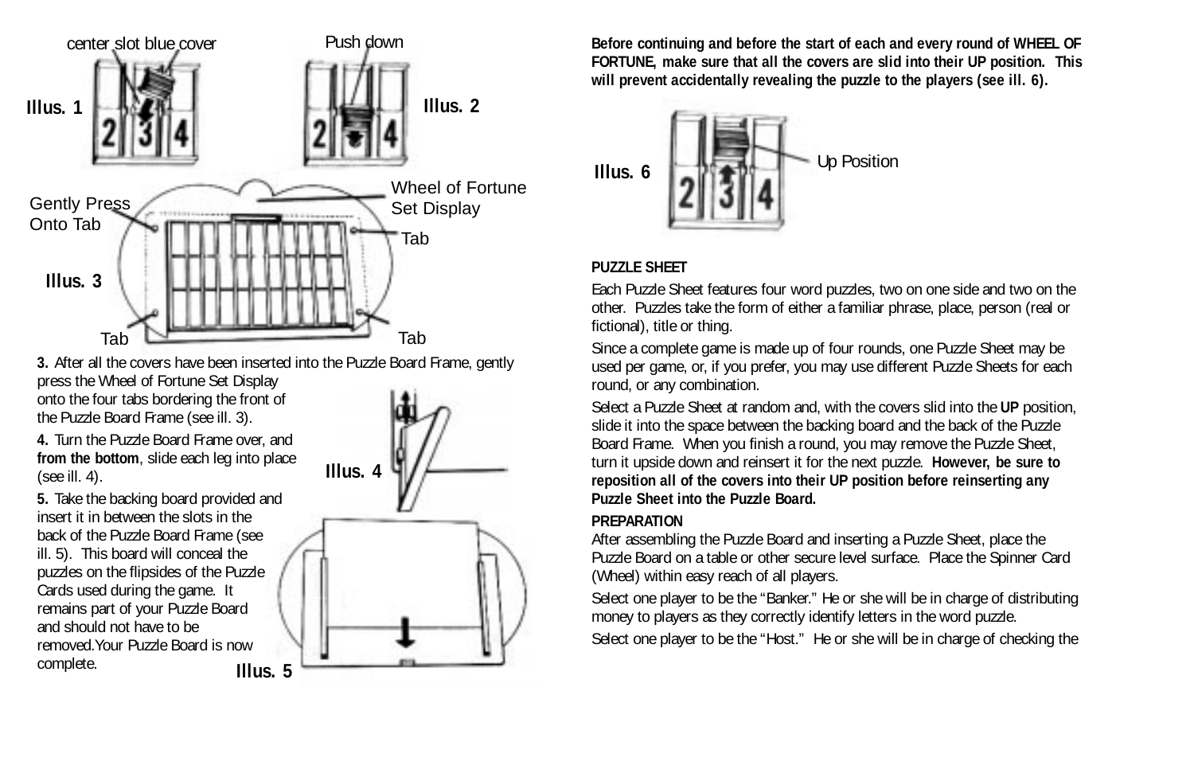center slot blue cover

**Illus. 1**

Push down

**Illus. 2**

Gently Press Onto Tab

Wheel of Fortune Set Display

Tab

**Illus. 3**

Tab

Tab

**3.** After all the covers have been inserted into the Puzzle Board Frame, gently press the Wheel of Fortune Set Display onto the four tabs bordering the front of the Puzzle Board Frame (see ill. 3).

**4.** Turn the Puzzle Board Frame over, and **from the bottom**, slide each leg into place (see ill. 4).

**Illus. 4**

**5.** Take the backing board provided and insert it in between the slots in the back of the Puzzle Board Frame (see ill. 5). This board will conceal the puzzles on the flipsides of the Puzzle Cards used during the game. It remains part of your Puzzle Board and should not have to be removed.Your Puzzle Board is now complete.

**Illus. 5**

**Before continuing and before the start of each and every round of WHEEL OF FORTUNE, make sure that all the covers are slid into their UP position. This will prevent accidentally revealing the puzzle to the players (see ill. 6).**

**Illus. 6**

Up Position

**PUZZLE SHEET**

Each Puzzle Sheet features four word puzzles, two on one side and two on the other. Puzzles take the form of either a familiar phrase, place, person (real or fictional), title or thing.

Since a complete game is made up of four rounds, one Puzzle Sheet may be used per game, or, if you prefer, you may use different Puzzle Sheets for each round, or any combination.

Select a Puzzle Sheet at random and, with the covers slid into the **UP** position, slide it into the space between the backing board and the back of the Puzzle Board Frame. When you finish a round, you may remove the Puzzle Sheet, turn it upside down and reinsert it for the next puzzle. **However, be sure to reposition all of the covers into their UP position before reinserting any Puzzle Sheet into the Puzzle Board.**

**PREPARATION**

After assembling the Puzzle Board and inserting a Puzzle Sheet, place the Puzzle Board on a table or other secure level surface. Place the Spinner Card (Wheel) within easy reach of all players.

Select one player to be the "Banker." He or she will be in charge of distributing money to players as they correctly identify letters in the word puzzle.

Select one player to be the "Host." He or she will be in charge of checking the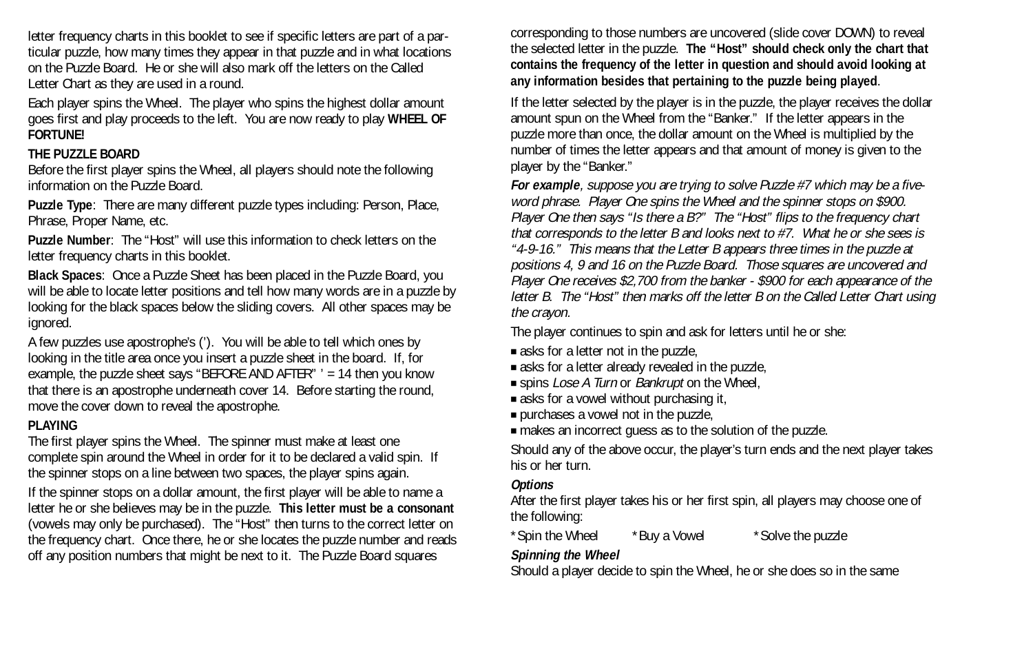letter frequency charts in this booklet to see if specific letters are part of a particular puzzle, how many times they appear in that puzzle and in what locations on the Puzzle Board. He or she will also mark off the letters on the Called Letter Chart as they are used in a round.

Each player spins the Wheel. The player who spins the highest dollar amount goes first and play proceeds to the left. You are now ready to play **WHEEL OF FORTUNE!**

### THE PUZZLE BOARD

Before the first player spins the Wheel, all players should note the following information on the Puzzle Board.

**Puzzle Type**: There are many different puzzle types including: Person, Place, Phrase, Proper Name, etc.

**Puzzle Number**: The "Host" will use this information to check letters on the letter frequency charts in this booklet.

**Black Spaces**: Once a Puzzle Sheet has been placed in the Puzzle Board, you will be able to locate letter positions and tell how many words are in a puzzle by looking for the black spaces below the sliding covers. All other spaces may be ignored.

A few puzzles use apostrophe's ('). You will be able to tell which ones by looking in the title area once you insert a puzzle sheet in the board. If, for example, the puzzle sheet says "BEFORE AND AFTER" ' = 14 then you know that there is an apostrophe underneath cover 14. Before starting the round, move the cover down to reveal the apostrophe.

### PLAYING

The first player spins the Wheel. The spinner must make at least one complete spin around the Wheel in order for it to be declared a valid spin. If the spinner stops on a line between two spaces, the player spins again.

If the spinner stops on a dollar amount, the first player will be able to name a letter he or she believes may be in the puzzle. **This letter must be a consonant** (vowels may only be purchased). The "Host" then turns to the correct letter on the frequency chart. Once there, he or she locates the puzzle number and reads off any position numbers that might be next to it. The Puzzle Board squares corresponding to those numbers are uncovered (slide cover DOWN) to reveal the selected letter in the puzzle. **The "Host" should check only the chart that contains the frequency of the letter in question and should avoid looking at any information besides that pertaining to the puzzle being played**.

If the letter selected by the player is in the puzzle, the player receives the dollar amount spun on the Wheel from the "Banker." If the letter appears in the puzzle more than once, the dollar amount on the Wheel is multiplied by the number of times the letter appears and that amount of money is given to the player by the "Banker."

***For example**, suppose you are trying to solve Puzzle #7 which may be a five-word phrase. Player One spins the Wheel and the spinner stops on $900. Player One then says "Is there a B?" The "Host" flips to the frequency chart that corresponds to the letter B and looks next to #7. What he or she sees is "4-9-16." This means that the Letter B appears three times in the puzzle at positions 4, 9 and 16 on the Puzzle Board. Those squares are uncovered and Player One receives $2,700 from the banker - $900 for each appearance of the letter B. The "Host" then marks off the letter B on the Called Letter Chart using the crayon.*

The player continues to spin and ask for letters until he or she:

- asks for a letter not in the puzzle,
- asks for a letter already revealed in the puzzle,
- spins *Lose A Turn* or *Bankrupt* on the Wheel,
- asks for a vowel without purchasing it,
- purchases a vowel not in the puzzle,
- makes an incorrect guess as to the solution of the puzzle.

Should any of the above occur, the player's turn ends and the next player takes his or her turn.

#### *Options*

After the first player takes his or her first spin, all players may choose one of the following:

*Spin the Wheel *Buy a Vowel *Solve the puzzle

#### *Spinning the Wheel*

Should a player decide to spin the Wheel, he or she does so in the same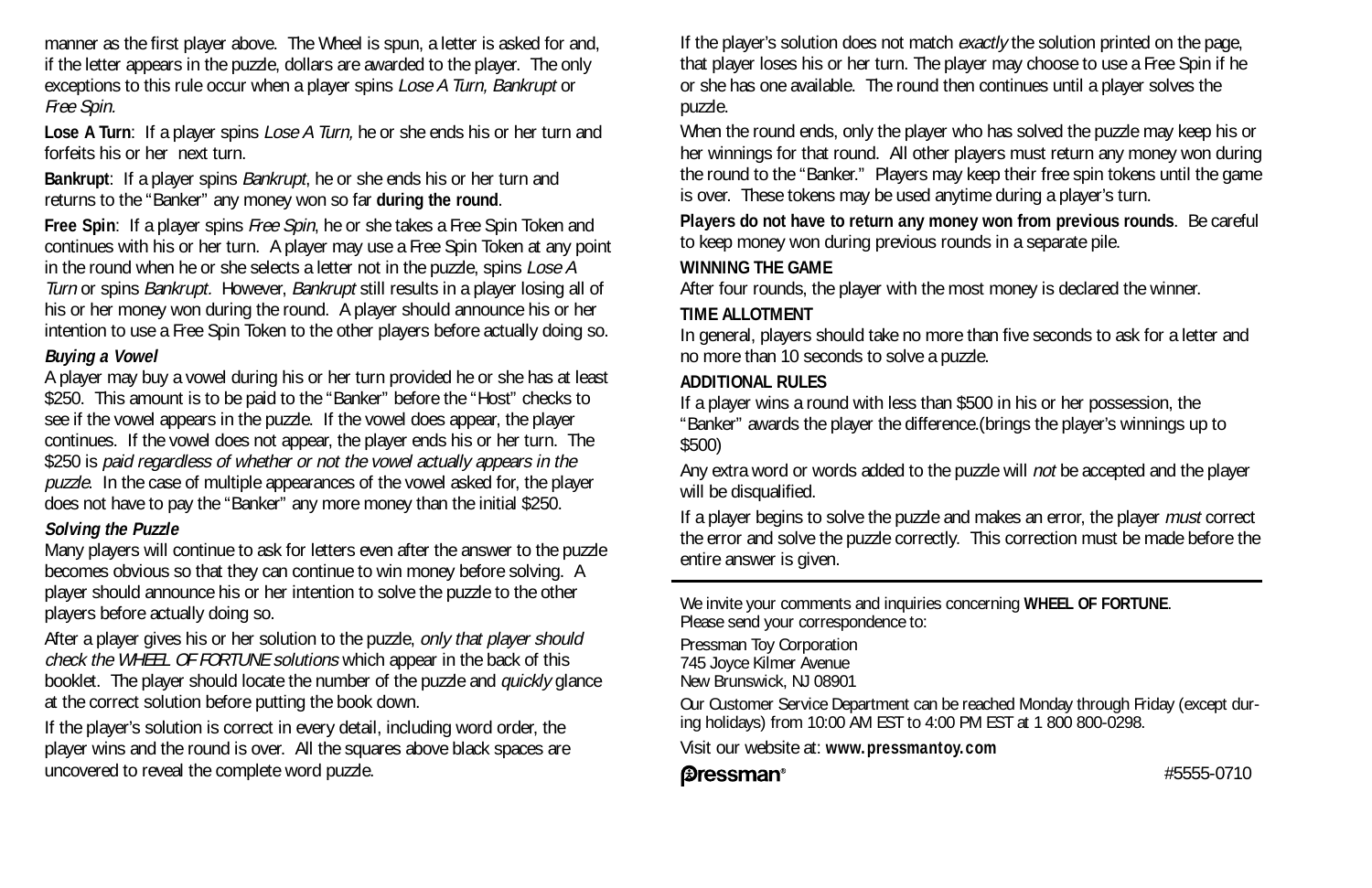manner as the first player above. The Wheel is spun, a letter is asked for and, if the letter appears in the puzzle, dollars are awarded to the player. The only exceptions to this rule occur when a player spins *Lose A Turn, Bankrupt* or *Free Spin.*

**Lose A Turn**: If a player spins *Lose A Turn,* he or she ends his or her turn and forfeits his or her next turn.

**Bankrupt**: If a player spins *Bankrupt*, he or she ends his or her turn and returns to the "Banker" any money won so far **during the round**.

**Free Spin**: If a player spins *Free Spin*, he or she takes a Free Spin Token and continues with his or her turn. A player may use a Free Spin Token at any point in the round when he or she selects a letter not in the puzzle, spins *Lose A Turn* or spins *Bankrupt.* However, *Bankrupt* still results in a player losing all of his or her money won during the round. A player should announce his or her intention to use a Free Spin Token to the other players before actually doing so.

### *Buying a Vowel*

A player may buy a vowel during his or her turn provided he or she has at least $250. This amount is to be paid to the "Banker" before the "Host" checks to see if the vowel appears in the puzzle. If the vowel does appear, the player continues. If the vowel does not appear, the player ends his or her turn. The $250 is *paid regardless of whether or not the vowel actually appears in the puzzle*. In the case of multiple appearances of the vowel asked for, the player does not have to pay the "Banker" any more money than the initial $250.

### *Solving the Puzzle*

Many players will continue to ask for letters even after the answer to the puzzle becomes obvious so that they can continue to win money before solving. A player should announce his or her intention to solve the puzzle to the other players before actually doing so.

After a player gives his or her solution to the puzzle, *only that player should check the WHEEL OF FORTUNE solutions* which appear in the back of this booklet. The player should locate the number of the puzzle and *quickly* glance at the correct solution before putting the book down.

If the player's solution is correct in every detail, including word order, the player wins and the round is over. All the squares above black spaces are uncovered to reveal the complete word puzzle.

If the player's solution does not match *exactly* the solution printed on the page, that player loses his or her turn. The player may choose to use a Free Spin if he or she has one available. The round then continues until a player solves the puzzle.

When the round ends, only the player who has solved the puzzle may keep his or her winnings for that round. All other players must return any money won during the round to the "Banker." Players may keep their free spin tokens until the game is over. These tokens may be used anytime during a player's turn.

**Players do not have to return any money won from previous rounds**. Be careful to keep money won during previous rounds in a separate pile.

### WINNING THE GAME

After four rounds, the player with the most money is declared the winner.

### TIME ALLOTMENT

In general, players should take no more than five seconds to ask for a letter and no more than 10 seconds to solve a puzzle.

### ADDITIONAL RULES

If a player wins a round with less than $500 in his or her possession, the "Banker" awards the player the difference.(brings the player's winnings up to $500)

Any extra word or words added to the puzzle will *not* be accepted and the player will be disqualified.

If a player begins to solve the puzzle and makes an error, the player *must* correct the error and solve the puzzle correctly. This correction must be made before the entire answer is given.

---

We invite your comments and inquiries concerning **WHEEL OF FORTUNE**.
Please send your correspondence to:

Pressman Toy Corporation
745 Joyce Kilmer Avenue
New Brunswick, NJ 08901

Our Customer Service Department can be reached Monday through Friday (except during holidays) from 10:00 AM EST to 4:00 PM EST at 1 800 800-0298.

Visit our website at: **www.pressmantoy.com**

Pressman®

#5555-0710